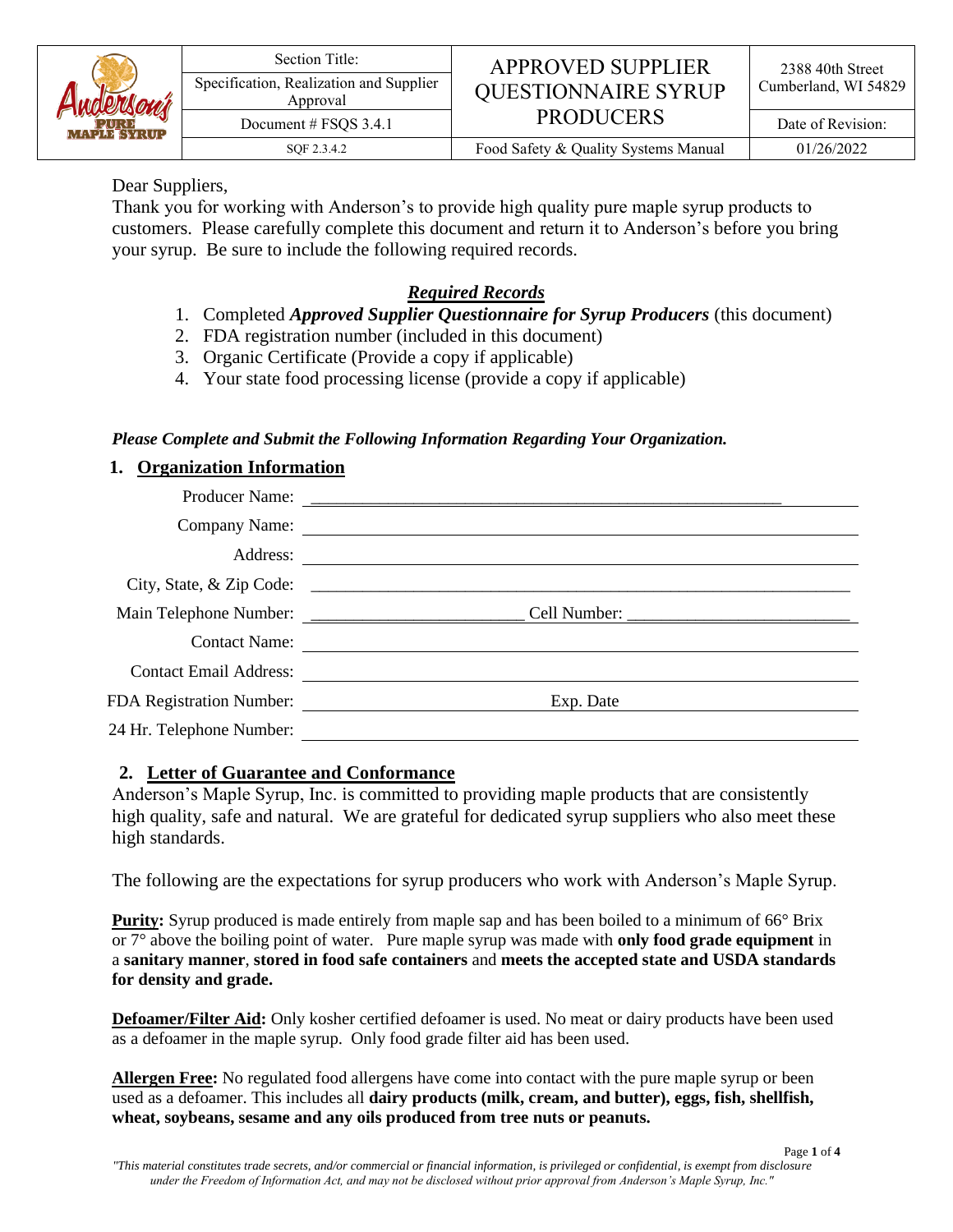| | Section Title: | APPROVED SUPPLIER QUESTIONNAIRE SYRUP PRODUCERS | 2388 40th Street Cumberland, WI 54829 |
|---|---|---|---|
| | Specification, Realization and Supplier Approval | | |
| | Document # FSQS 3.4.1 | | Date of Revision: |
| | SQF 2.3.4.2 | Food Safety & Quality Systems Manual | 01/26/2022 |

Dear Suppliers,

Thank you for working with Anderson's to provide high quality pure maple syrup products to customers. Please carefully complete this document and return it to Anderson's before you bring your syrup. Be sure to include the following required records.

***Required Records***

1. Completed ***Approved Supplier Questionnaire for Syrup Producers*** (this document)
2. FDA registration number (included in this document)
3. Organic Certificate (Provide a copy if applicable)
4. Your state food processing license (provide a copy if applicable)

***Please Complete and Submit the Following Information Regarding Your Organization.***

## 1. Organization Information

Producer Name: ______________________________

Company Name: ______________________________

Address: ______________________________

City, State, & Zip Code: ______________________________

Main Telephone Number: ______________________ Cell Number: ______________________

Contact Name: ______________________________

Contact Email Address: ______________________________

FDA Registration Number: ______________________ Exp. Date ______________________

24 Hr. Telephone Number: ______________________________

## 2. Letter of Guarantee and Conformance

Anderson's Maple Syrup, Inc. is committed to providing maple products that are consistently high quality, safe and natural. We are grateful for dedicated syrup suppliers who also meet these high standards.

The following are the expectations for syrup producers who work with Anderson's Maple Syrup.

**Purity:** Syrup produced is made entirely from maple sap and has been boiled to a minimum of 66° Brix or 7° above the boiling point of water. Pure maple syrup was made with **only food grade equipment** in a **sanitary manner**, **stored in food safe containers** and **meets the accepted state and USDA standards for density and grade.**

**Defoamer/Filter Aid:** Only kosher certified defoamer is used. No meat or dairy products have been used as a defoamer in the maple syrup. Only food grade filter aid has been used.

**Allergen Free:** No regulated food allergens have come into contact with the pure maple syrup or been used as a defoamer. This includes all **dairy products (milk, cream, and butter), eggs, fish, shellfish, wheat, soybeans, sesame and any oils produced from tree nuts or peanuts.**

*"This material constitutes trade secrets, and/or commercial or financial information, is privileged or confidential, is exempt from disclosure under the Freedom of Information Act, and may not be disclosed without prior approval from Anderson's Maple Syrup, Inc."*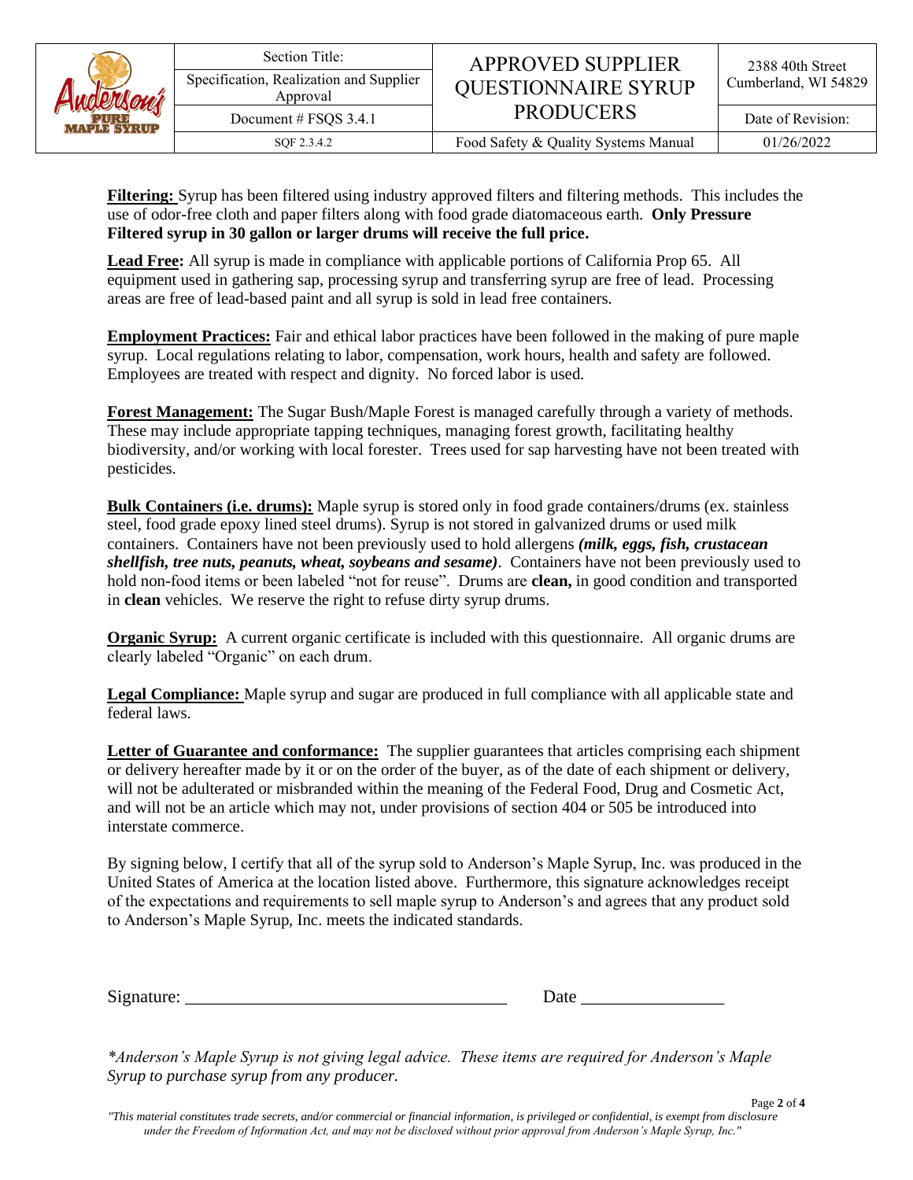**Filtering:** Syrup has been filtered using industry approved filters and filtering methods. This includes the use of odor-free cloth and paper filters along with food grade diatomaceous earth. **Only Pressure Filtered syrup in 30 gallon or larger drums will receive the full price.**

**Lead Free:** All syrup is made in compliance with applicable portions of California Prop 65. All equipment used in gathering sap, processing syrup and transferring syrup are free of lead. Processing areas are free of lead-based paint and all syrup is sold in lead free containers.

**Employment Practices:** Fair and ethical labor practices have been followed in the making of pure maple syrup. Local regulations relating to labor, compensation, work hours, health and safety are followed. Employees are treated with respect and dignity. No forced labor is used.

**Forest Management:** The Sugar Bush/Maple Forest is managed carefully through a variety of methods. These may include appropriate tapping techniques, managing forest growth, facilitating healthy biodiversity, and/or working with local forester. Trees used for sap harvesting have not been treated with pesticides.

**Bulk Containers (i.e. drums):** Maple syrup is stored only in food grade containers/drums (ex. stainless steel, food grade epoxy lined steel drums). Syrup is not stored in galvanized drums or used milk containers. Containers have not been previously used to hold allergens ***(milk, eggs, fish, crustacean shellfish, tree nuts, peanuts, wheat, soybeans and sesame)***. Containers have not been previously used to hold non-food items or been labeled "not for reuse". Drums are **clean,** in good condition and transported in **clean** vehicles. We reserve the right to refuse dirty syrup drums.

**Organic Syrup:** A current organic certificate is included with this questionnaire. All organic drums are clearly labeled "Organic" on each drum.

**Legal Compliance:** Maple syrup and sugar are produced in full compliance with all applicable state and federal laws.

**Letter of Guarantee and conformance:** The supplier guarantees that articles comprising each shipment or delivery hereafter made by it or on the order of the buyer, as of the date of each shipment or delivery, will not be adulterated or misbranded within the meaning of the Federal Food, Drug and Cosmetic Act, and will not be an article which may not, under provisions of section 404 or 505 be introduced into interstate commerce.

By signing below, I certify that all of the syrup sold to Anderson's Maple Syrup, Inc. was produced in the United States of America at the location listed above. Furthermore, this signature acknowledges receipt of the expectations and requirements to sell maple syrup to Anderson's and agrees that any product sold to Anderson's Maple Syrup, Inc. meets the indicated standards.

Signature: ____________________________________ Date ________________

*\*Anderson's Maple Syrup is not giving legal advice. These items are required for Anderson's Maple Syrup to purchase syrup from any producer.*

*"This material constitutes trade secrets, and/or commercial or financial information, is privileged or confidential, is exempt from disclosure under the Freedom of Information Act, and may not be disclosed without prior approval from Anderson's Maple Syrup, Inc."*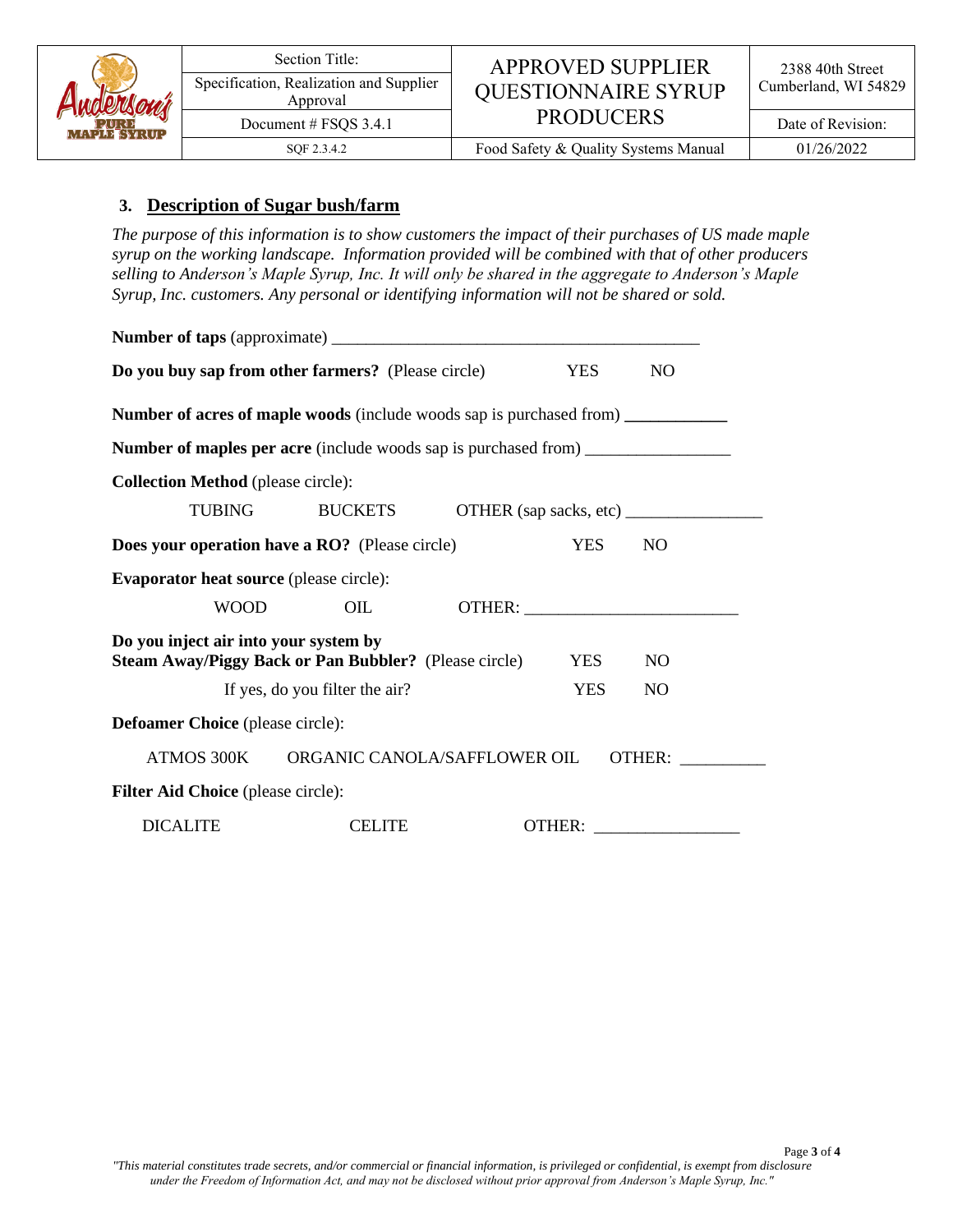## 3. Description of Sugar bush/farm

*The purpose of this information is to show customers the impact of their purchases of US made maple syrup on the working landscape. Information provided will be combined with that of other producers selling to Anderson's Maple Syrup, Inc. It will only be shared in the aggregate to Anderson's Maple Syrup, Inc. customers. Any personal or identifying information will not be shared or sold.*

**Number of taps** (approximate) ____________________________________________

**Do you buy sap from other farmers?** (Please circle) YES NO

**Number of acres of maple woods** (include woods sap is purchased from) ____________

**Number of maples per acre** (include woods sap is purchased from) _________________

**Collection Method** (please circle):

TUBING BUCKETS OTHER (sap sacks, etc) ________________

**Does your operation have a RO?** (Please circle) YES NO

**Evaporator heat source** (please circle):

WOOD OIL OTHER: ________________________

**Do you inject air into your system by Steam Away/Piggy Back or Pan Bubbler?** (Please circle) YES NO

If yes, do you filter the air? YES NO

**Defoamer Choice** (please circle):

ATMOS 300K ORGANIC CANOLA/SAFFLOWER OIL OTHER: __________

**Filter Aid Choice** (please circle):

DICALITE CELITE OTHER: _________________

*"This material constitutes trade secrets, and/or commercial or financial information, is privileged or confidential, is exempt from disclosure under the Freedom of Information Act, and may not be disclosed without prior approval from Anderson's Maple Syrup, Inc."*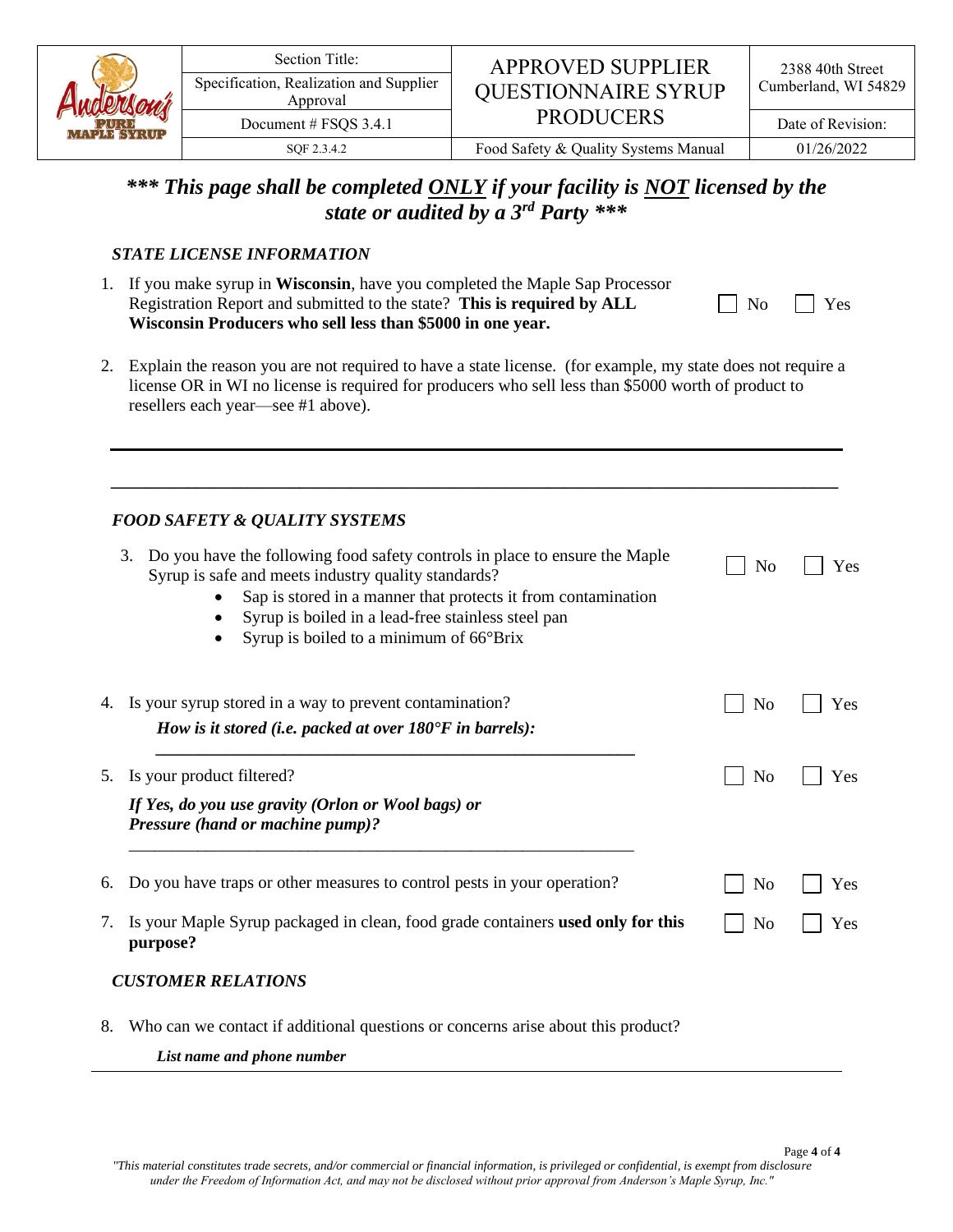| | Section Title: | APPROVED SUPPLIER QUESTIONNAIRE SYRUP PRODUCERS | 2388 40th Street Cumberland, WI 54829 |
|---|---|---|---|
| Anderson's PURE MAPLE SYRUP | Specification, Realization and Supplier Approval | | |
| | Document # FSQS 3.4.1 | | Date of Revision: |
| | SQF 2.3.4.2 | Food Safety & Quality Systems Manual | 01/26/2022 |

## ***\*\*\* This page shall be completed ONLY if your facility is NOT licensed by the state or audited by a 3rd Party \*\*\****

### *STATE LICENSE INFORMATION*

1. If you make syrup in **Wisconsin**, have you completed the Maple Sap Processor Registration Report and submitted to the state? **This is required by ALL Wisconsin Producers who sell less than $5000 in one year.** ☐ No ☐ Yes

2. Explain the reason you are not required to have a state license. (for example, my state does not require a license OR in WI no license is required for producers who sell less than $5000 worth of product to resellers each year—see #1 above).

_______________________________________________

_______________________________________________

### *FOOD SAFETY & QUALITY SYSTEMS*

3. Do you have the following food safety controls in place to ensure the Maple Syrup is safe and meets industry quality standards? ☐ No ☐ Yes
   - Sap is stored in a manner that protects it from contamination
   - Syrup is boiled in a lead-free stainless steel pan
   - Syrup is boiled to a minimum of 66°Brix

4. Is your syrup stored in a way to prevent contamination? ☐ No ☐ Yes

   ***How is it stored (i.e. packed at over 180°F in barrels):***

   _______________________________________________

5. Is your product filtered? ☐ No ☐ Yes

   ***If Yes, do you use gravity (Orlon or Wool bags) or Pressure (hand or machine pump)?***

   _______________________________________________

6. Do you have traps or other measures to control pests in your operation? ☐ No ☐ Yes

7. Is your Maple Syrup packaged in clean, food grade containers **used only for this purpose?** ☐ No ☐ Yes

### *CUSTOMER RELATIONS*

8. Who can we contact if additional questions or concerns arise about this product?

   ***List name and phone number***

   _______________________________________________

*"This material constitutes trade secrets, and/or commercial or financial information, is privileged or confidential, is exempt from disclosure under the Freedom of Information Act, and may not be disclosed without prior approval from Anderson's Maple Syrup, Inc."*